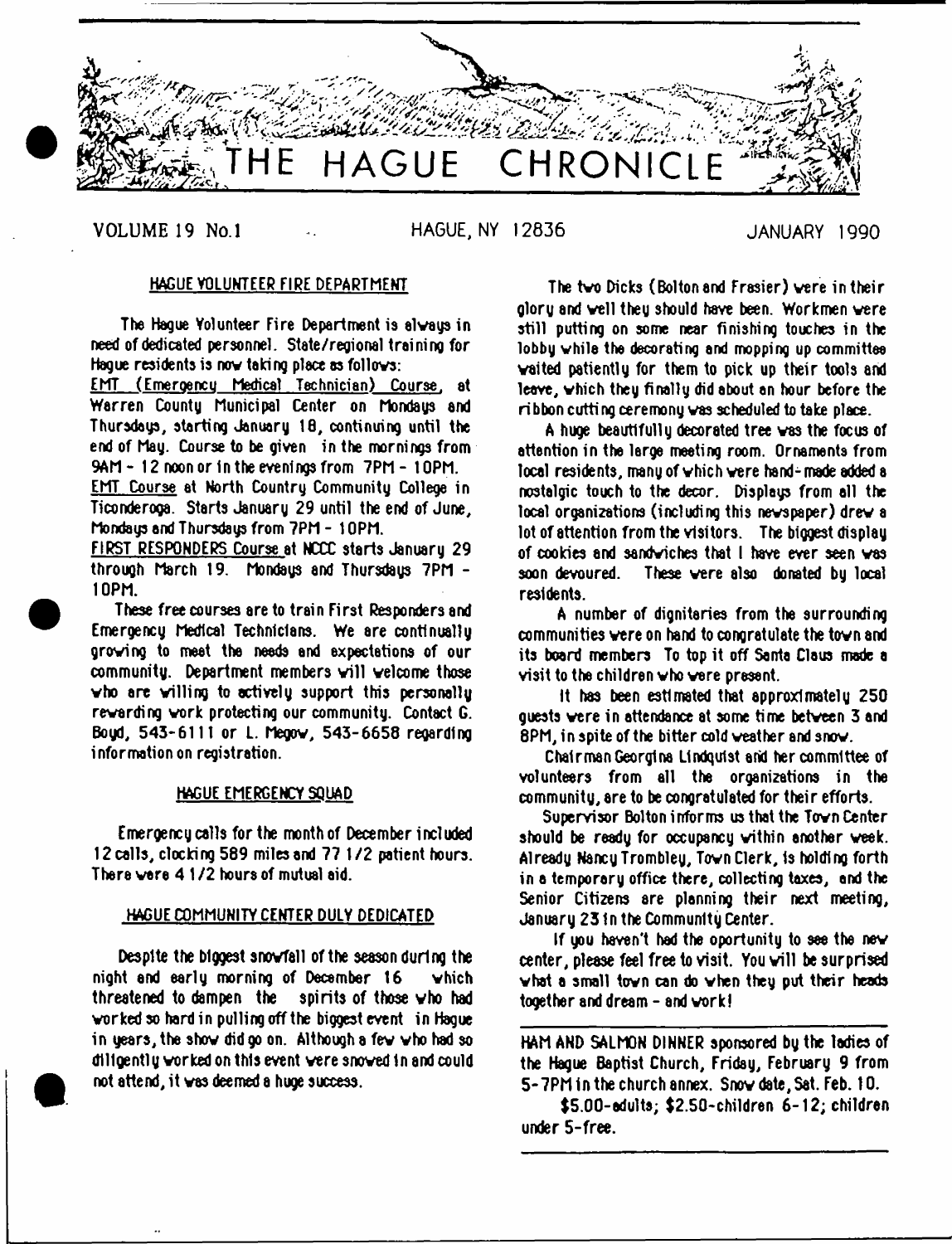# THE HAGUE CHRONICLE

VOLUME 19 No.1 HAGUE, NY 12836 JANUARY 1990

## HAGUE VOLUNTEER FIRE DEPARTMENT

The Hague Volunteer Fire Department is always in need of dedicated personnel. State/regional training for Hague residents is now taking place as follows:

EMT (Emergency Medical Technician) Course, at Warren County Municipal Center on Mondays and Thursdays, starting January 18, continuing until the end of May. Course to be given in the mornings from 9AM - 12 noon or in the evenings from 7PM - 10PM.

EMT Course at North Country Community College in Ticonderoga. Starts January 29 until the end of June, Mondays and Thursdays from 7PM - 10PM.

FIRST RESPONDERS Course at NCCC starts January 29 through March 19. Mondays and Thursdays 7PM - 10PM.

These free courses are to train First Responders and Emergency Medical Technicians. We are continually growing to meet the needs and expectations of our community. Department members will welcome those who are willing to actively support this personally rewarding work protecting our community. Contact G. Boyd, 543-6111 or L. Megow, 543-6658 regarding information on registration.

## HAGUE EMERGENCY SQUAD

Emergency calls for the month of December included 12 calls, clocking 589 miles and 77 1/2 patient hours. There were 4 1/2 hours of mutual aid.

## HAGUE COMMUNITY CENTER DULY DEDICATED

Despite the biggest snowfall of the season during the night and early morning of December 16 which threatened to dampen the spirits of those who had worked so hard in pulling off the biggest event in Hague in years, the show did go on. Although a few who had so diligently worked on this event were snowed in and could not attend, it was deemed a huge success.

The two Dicks (Bolton and Frasier) were in their glory and well they should have been. Workmen were still putting on some near finishing touches in the lobby while the decorating and mopping up committee waited patiently for them to pick up their tools and leave, which they finally did about an hour before the ribbon cutting ceremony was scheduled to take place.

A huge beautifully decorated tree was the focus of attention in the large meeting room. Ornaments from local residents, many of which were hand-made added a nostalgic touch to the decor. Displays from all the local organizations (including this newspaper) drew a lot of attention from the visitors. The biggest display of cookies and sandwiches that I have ever seen was soon devoured. These were also donated by local residents.

A number of dignitaries from the surrounding communities were on hand to congratulate the town and its board members To top it off Santa Claus made a visit to the children who were present.

It has been estimated that approximately 250 guests were in attendance at some time between 3 and 8PM, in spite of the bitter cold weather and snow.

Chairman Georgina Lindquist and her committee of volunteers from all the organizations in the community, are to be congratulated for their efforts.

Supervisor Bolton informs us that the Town Center should be ready for occupancy within another week. Already Nancy Trombley, Town Clerk, is holding forth in a temporary office there, collecting taxes, and the Senior Citizens are planning their next meeting, January 23 in the Community Center.

If you haven't had the oportunity to see the new center, please feel free to visit. You will be surprised what a small town can do when they put their heads together and dream - and work!

---

HAM AND SALMON DINNER sponsored by the ladies of the Hague Baptist Church, Friday, February 9 from 5-7PM in the church annex. Snow date, Sat. Feb. 10.

$5.00-adults; $2.50-children 6-12; children under 5-free.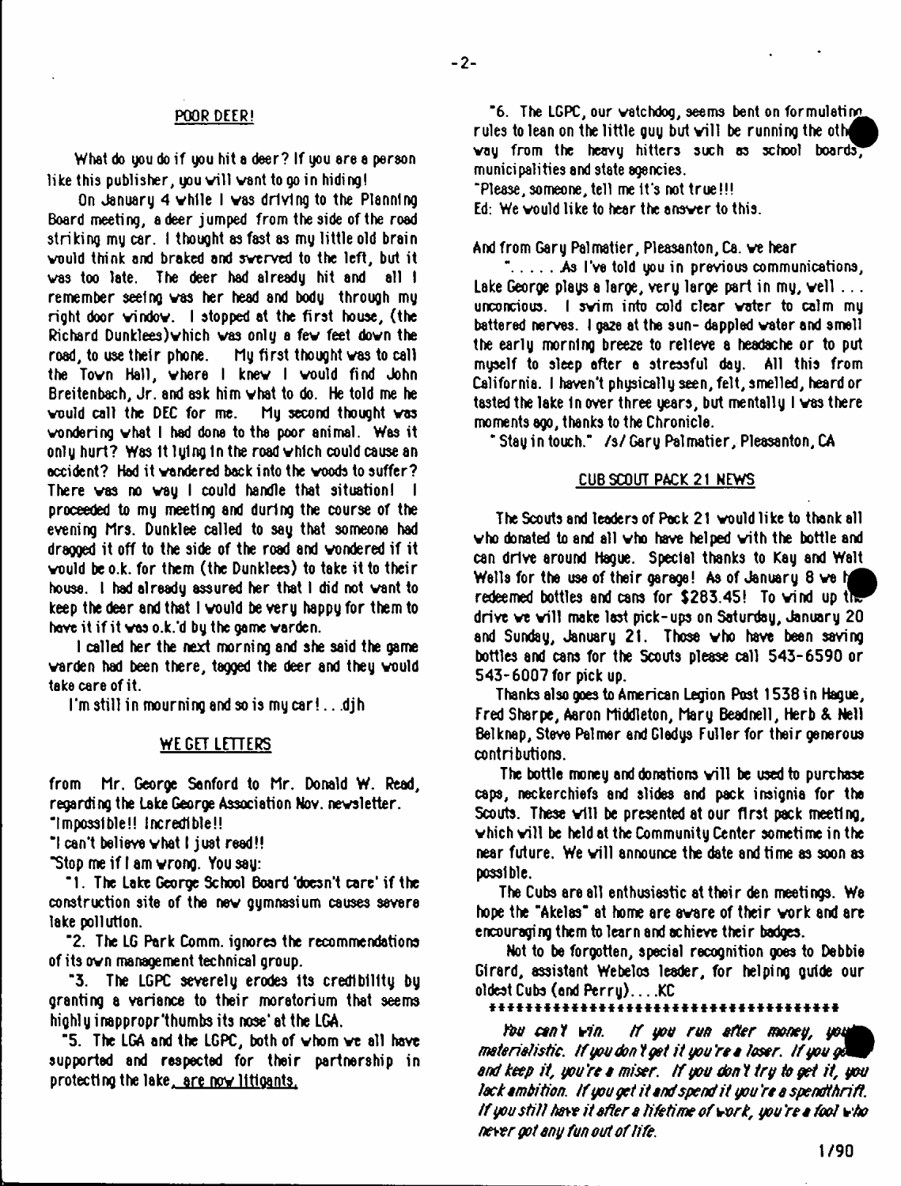## POOR DEER!

What do you do if you hit a deer? If you are a person like this publisher, you will want to go in hiding!

On January 4 while I was driving to the Planning Board meeting, a deer jumped from the side of the road striking my car. I thought as fast as my little old brain would think and braked and swerved to the left, but it was too late. The deer had already hit and all I remember seeing was her head and body through my right door window. I stopped at the first house, (the Richard Dunklees)which was only a few feet down the road, to use their phone. My first thought was to call the Town Hall, where I knew I would find John Breitenbach, Jr. and ask him what to do. He told me he would call the DEC for me. My second thought was wondering what I had done to the poor animal. Was it only hurt? Was it lying in the road which could cause an accident? Had it wandered back into the woods to suffer? There was no way I could handle that situation! I proceeded to my meeting and during the course of the evening Mrs. Dunklee called to say that someone had dragged it off to the side of the road and wondered if it would be o.k. for them (the Dunklees) to take it to their house. I had already assured her that I did not want to keep the deer and that I would be very happy for them to have it if it was o.k.'d by the game warden.

I called her the next morning and she said the game warden had been there, tagged the deer and they would take care of it.

I'm still in mourning and so is my car!...djh

## WE GET LETTERS

from Mr. George Sanford to Mr. Donald W. Read, regarding the Lake George Association Nov. newsletter.

"Impossible!! Incredible!!

"I can't believe what I just read!!

"Stop me if I am wrong. You say:

"1. The Lake George School Board 'doesn't care' if the construction site of the new gymnasium causes severe lake pollution.

"2. The LG Park Comm. ignores the recommendations of its own management technical group.

"3. The LGPC severely erodes its credibility by granting a variance to their moratorium that seems highly inappropr'thumbs its nose' at the LGA.

"5. The LGA and the LGPC, both of whom we all have supported and respected for their partnership in protecting the lake, are now litigants.

"6. The LGPC, our watchdog, seems bent on formulating rules to lean on the little guy but will be running the other way from the heavy hitters such as school boards, municipalities and state agencies.

"Please, someone, tell me it's not true!!!

Ed: We would like to hear the answer to this.

And from Gary Palmatier, Pleasanton, Ca. we hear

"..... As I've told you in previous communications, Lake George plays a large, very large part in my, well ... unconcious. I swim into cold clear water to calm my battered nerves. I gaze at the sun- dappled water and smell the early morning breeze to relieve a headache or to put myself to sleep after a stressful day. All this from California. I haven't physically seen, felt, smelled, heard or tasted the lake in over three years, but mentally I was there moments ago, thanks to the Chronicle.

"Stay in touch." /s/ Gary Palmatier, Pleasanton, CA

## CUB SCOUT PACK 21 NEWS

The Scouts and leaders of Pack 21 would like to thank all who donated to and all who have helped with the bottle and can drive around Hague. Special thanks to Kay and Walt Wells for the use of their garage! As of January 8 we have redeemed bottles and cans for $283.45! To wind up the drive we will make last pick-ups on Saturday, January 20 and Sunday, January 21. Those who have been saving bottles and cans for the Scouts please call 543-6590 or 543-6007 for pick up.

Thanks also goes to American Legion Post 1538 in Hague, Fred Sharpe, Aaron Middleton, Mary Beadnell, Herb & Nell Belknap, Steve Palmer and Gladys Fuller for their generous contributions.

The bottle money and donations will be used to purchase caps, neckerchiefs and slides and pack insignia for the Scouts. These will be presented at our first pack meeting, which will be held at the Community Center sometime in the near future. We will announce the date and time as soon as possible.

The Cubs are all enthusiastic at their den meetings. We hope the "Akelas" at home are aware of their work and are encouraging them to learn and achieve their badges.

Not to be forgotten, special recognition goes to Debbie Girard, assistant Webelos leader, for helping guide our oldest Cubs (and Perry)....KC

***************************************

*You can't win. If you run after money, you're materialistic. If you don't get it you're a loser. If you get and keep it, you're a miser. If you don't try to get it, you lack ambition. If you get it and spend it you're a spendthrift. If you still have it after a lifetime of work, you're a fool who never got any fun out of life.*

1/90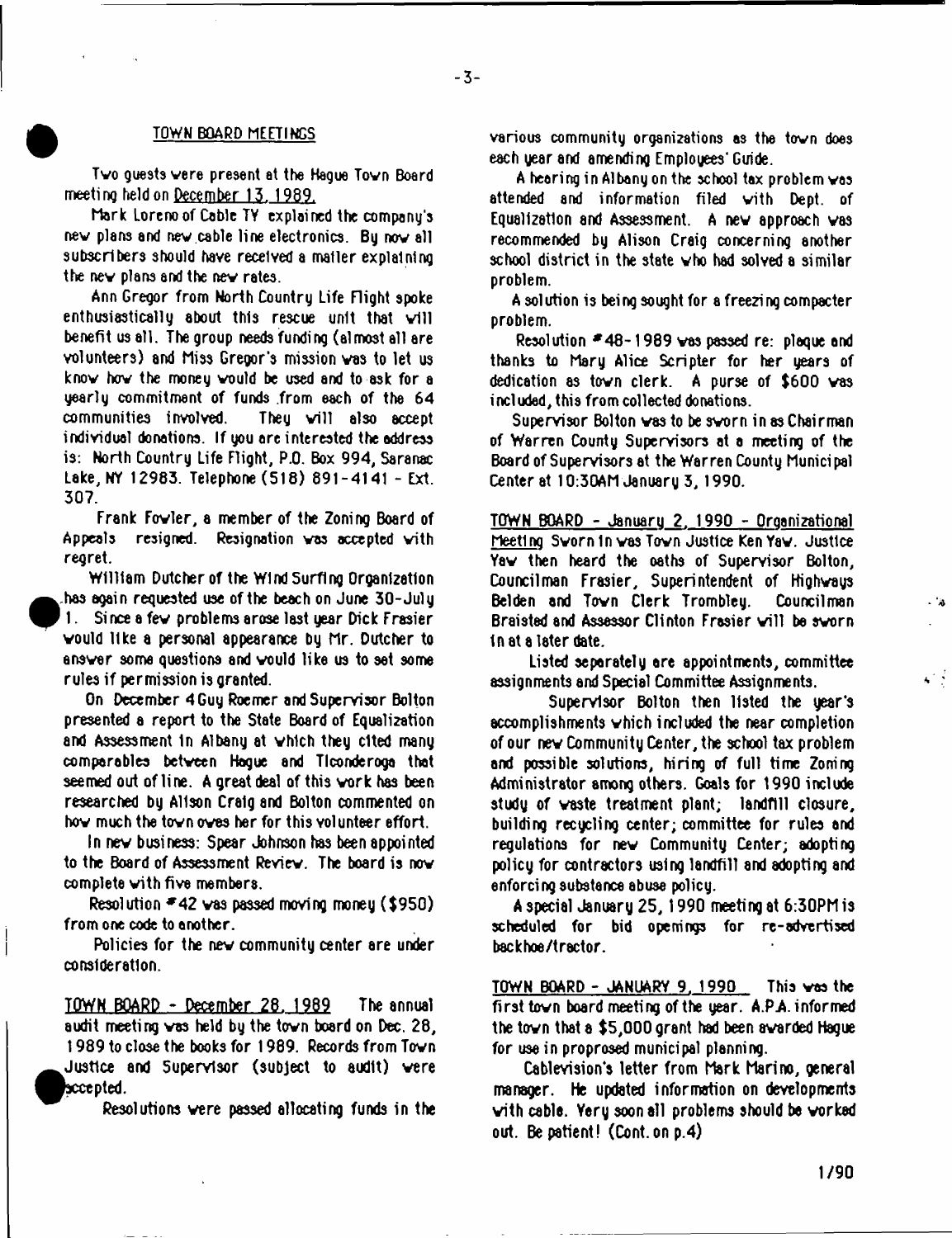## TOWN BOARD MEETINGS

Two guests were present at the Hague Town Board meeting held on December 13, 1989.

Mark Loreno of Cable TV explained the company's new plans and new cable line electronics. By now all subscribers should have received a mailer explaining the new plans and the new rates.

Ann Gregor from North Country Life Flight spoke enthusiastically about this rescue unit that will benefit us all. The group needs funding (almost all are volunteers) and Miss Gregor's mission was to let us know how the money would be used and to ask for a yearly commitment of funds from each of the 64 communities involved. They will also accept individual donations. If you are interested the address is: North Country Life Flight, P.O. Box 994, Saranac Lake, NY 12983. Telephone (518) 891-4141 - Ext. 307.

Frank Fowler, a member of the Zoning Board of Appeals resigned. Resignation was accepted with regret.

William Dutcher of the Wind Surfing Organization has again requested use of the beach on June 30-July 1. Since a few problems arose last year Dick Frasier would like a personal appearance by Mr. Dutcher to answer some questions and would like us to set some rules if permission is granted.

On December 4 Guy Roemer and Supervisor Bolton presented a report to the State Board of Equalization and Assessment in Albany at which they cited many comparables between Hague and Ticonderoga that seemed out of line. A great deal of this work has been researched by Alison Craig and Bolton commented on how much the town owes her for this volunteer effort.

In new business: Spear Johnson has been appointed to the Board of Assessment Review. The board is now complete with five members.

Resolution #42 was passed moving money ($950) from one code to another.

Policies for the new community center are under consideration.

TOWN BOARD - December 28, 1989 The annual audit meeting was held by the town board on Dec. 28, 1989 to close the books for 1989. Records from Town Justice and Supervisor (subject to audit) were accepted.

Resolutions were passed allocating funds in the various community organizations as the town does each year and amending Employees' Guide.

A hearing in Albany on the school tax problem was attended and information filed with Dept. of Equalization and Assessment. A new approach was recommended by Alison Craig concerning another school district in the state who had solved a similar problem.

A solution is being sought for a freezing compacter problem.

Resolution #48-1989 was passed re: plaque and thanks to Mary Alice Scripter for her years of dedication as town clerk. A purse of $600 was included, this from collected donations.

Supervisor Bolton was to be sworn in as Chairman of Warren County Supervisors at a meeting of the Board of Supervisors at the Warren County Municipal Center at 10:30AM January 3, 1990.

TOWN BOARD - January 2, 1990 - Organizational Meeting Sworn in was Town Justice Ken Yaw. Justice Yaw then heard the oaths of Supervisor Bolton, Councilman Frasier, Superintendent of Highways Belden and Town Clerk Trombley. Councilman Braisted and Assessor Clinton Frasier will be sworn in at a later date.

Listed separately are appointments, committee assignments and Special Committee Assignments.

Supervisor Bolton then listed the year's accomplishments which included the near completion of our new Community Center, the school tax problem and possible solutions, hiring of full time Zoning Administrator among others. Goals for 1990 include study of waste treatment plant; landfill closure, building recycling center; committee for rules and regulations for new Community Center; adopting policy for contractors using landfill and adopting and enforcing substance abuse policy.

A special January 25, 1990 meeting at 6:30PM is scheduled for bid openings for re-advertised backhoe/tractor.

TOWN BOARD - JANUARY 9, 1990 This was the first town board meeting of the year. A.P.A. informed the town that a $5,000 grant had been awarded Hague for use in proprosed municipal planning.

Cablevision's letter from Mark Marino, general manager. He updated information on developments with cable. Very soon all problems should be worked out. Be patient! (Cont. on p.4)

1/90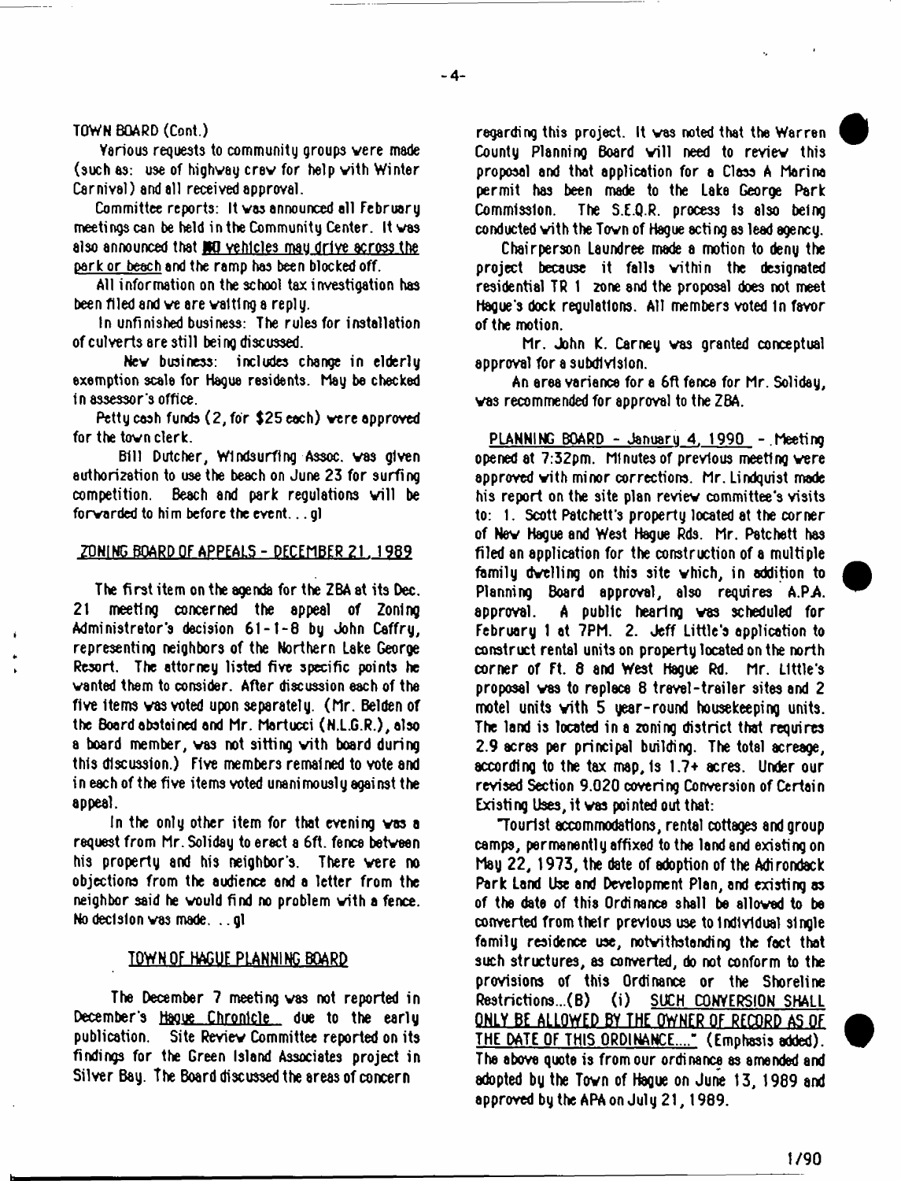TOWN BOARD (Cont.)

Various requests to community groups were made (such as: use of highway crew for help with Winter Carnival) and all received approval.

Committee reports: It was announced all February meetings can be held in the Community Center. It was also announced that NO vehicles may drive across the park or beach and the ramp has been blocked off.

All information on the school tax investigation has been filed and we are waiting a reply.

In unfinished business: The rules for installation of culverts are still being discussed.

New business: includes change in elderly exemption scale for Hague residents. May be checked in assessor's office.

Petty cash funds (2, for $25 each) were approved for the town clerk.

Bill Dutcher, Windsurfing Assoc. was given authorization to use the beach on June 23 for surfing competition. Beach and park regulations will be forwarded to him before the event... gl

## ZONING BOARD OF APPEALS - DECEMBER 21, 1989

The first item on the agenda for the ZBA at its Dec. 21 meeting concerned the appeal of Zoning Administrator's decision 61-1-8 by John Caffry, representing neighbors of the Northern Lake George Resort. The attorney listed five specific points he wanted them to consider. After discussion each of the five items was voted upon separately. (Mr. Belden of the Board abstained and Mr. Martucci (N.L.G.R.), also a board member, was not sitting with board during this discussion.) Five members remained to vote and in each of the five items voted unanimously against the appeal.

In the only other item for that evening was a request from Mr. Soliday to erect a 6ft. fence between his property and his neighbor's. There were no objections from the audience and a letter from the neighbor said he would find no problem with a fence. No decision was made... gl

## TOWN OF HAGUE PLANNING BOARD

The December 7 meeting was not reported in December's Hague Chronicle due to the early publication. Site Review Committee reported on its findings for the Green Island Associates project in Silver Bay. The Board discussed the areas of concern regarding this project. It was noted that the Warren County Planning Board will need to review this proposal and that application for a Class A Marina permit has been made to the Lake George Park Commission. The S.E.Q.R. process is also being conducted with the Town of Hague acting as lead agency.

Chairperson Laundree made a motion to deny the project because it falls within the designated residential TR 1 zone and the proposal does not meet Hague's dock regulations. All members voted in favor of the motion.

Mr. John K. Carney was granted conceptual approval for a subdivision.

An area variance for a 6ft fence for Mr. Soliday, was recommended for approval to the ZBA.

PLANNING BOARD - January 4, 1990 - Meeting opened at 7:32pm. Minutes of previous meeting were approved with minor corrections. Mr. Lindquist made his report on the site plan review committee's visits to: 1. Scott Patchett's property located at the corner of New Hague and West Hague Rds. Mr. Patchett has filed an application for the construction of a multiple family dwelling on this site which, in addition to Planning Board approval, also requires A.P.A. approval. A public hearing was scheduled for February 1 at 7PM. 2. Jeff Little's application to construct rental units on property located on the north corner of Ft. 8 and West Hague Rd. Mr. Little's proposal was to replace 8 travel-trailer sites and 2 motel units with 5 year-round housekeeping units. The land is located in a zoning district that requires 2.9 acres per principal building. The total acreage, according to the tax map, is 1.7+ acres. Under our revised Section 9.020 covering Conversion of Certain Existing Uses, it was pointed out that:

"Tourist accommodations, rental cottages and group camps, permanently affixed to the land and existing on May 22, 1973, the date of adoption of the Adirondack Park Land Use and Development Plan, and existing as of the date of this Ordinance shall be allowed to be converted from their previous use to individual single family residence use, notwithstanding the fact that such structures, as converted, do not conform to the provisions of this Ordinance or the Shoreline Restrictions...(B) (i) SUCH CONVERSION SHALL ONLY BE ALLOWED BY THE OWNER OF RECORD AS OF THE DATE OF THIS ORDINANCE...." (Emphasis added). The above quote is from our ordinance as amended and adopted by the Town of Hague on June 13, 1989 and approved by the APA on July 21, 1989.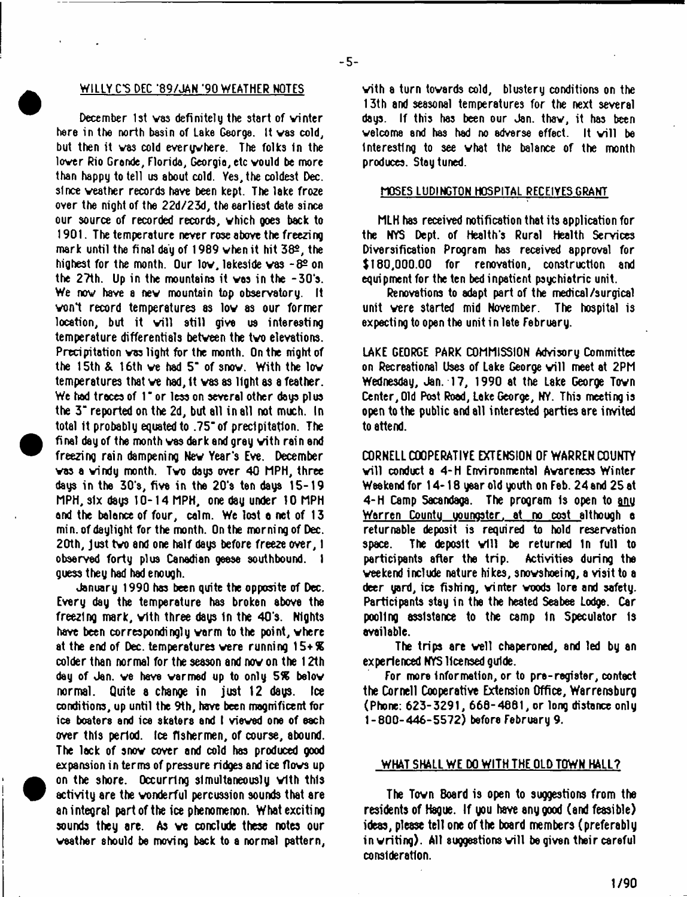## WILLY C'S DEC '89/JAN '90 WEATHER NOTES

December 1st was definitely the start of winter here in the north basin of Lake George. It was cold, but then it was cold everywhere. The folks in the lower Rio Grande, Florida, Georgia, etc would be more than happy to tell us about cold. Yes, the coldest Dec. since weather records have been kept. The lake froze over the night of the 22d/23d, the earliest date since our source of recorded records, which goes back to 1901. The temperature never rose above the freezing mark until the final day of 1989 when it hit 38º, the highest for the month. Our low, lakeside was -8º on the 27th. Up in the mountains it was in the -30's. We now have a new mountain top observatory. It won't record temperatures as low as our former location, but it will still give us interesting temperature differentials between the two elevations. Precipitation was light for the month. On the night of the 15th & 16th we had 5" of snow. With the low temperatures that we had, it was as light as a feather. We had traces of 1" or less on several other days plus the 3" reported on the 2d, but all in all not much. In total it probably equated to .75" of precipitation. The final day of the month was dark and grey with rain and freezing rain dampening New Year's Eve. December was a windy month. Two days over 40 MPH, three days in the 30's, five in the 20's ten days 15-19 MPH, six days 10-14 MPH, one day under 10 MPH and the balance of four, calm. We lost a net of 13 min. of daylight for the month. On the morning of Dec. 20th, just two and one half days before freeze over, I observed forty plus Canadian geese southbound. I guess they had had enough.

January 1990 has been quite the opposite of Dec. Every day the temperature has broken above the freezing mark, with three days in the 40's. Nights have been correspondingly warm to the point, where at the end of Dec. temperatures were running 15+% colder than normal for the season and now on the 12th day of Jan. we have warmed up to only 5% below normal. Quite a change in just 12 days. Ice conditions, up until the 9th, have been magnificent for ice boaters and ice skaters and I viewed one of each over this period. Ice fishermen, of course, abound. The lack of snow cover and cold has produced good expansion in terms of pressure ridges and ice flows up on the shore. Occurring simultaneously with this activity are the wonderful percussion sounds that are an integral part of the ice phenomenon. What exciting sounds they are. As we conclude these notes our weather should be moving back to a normal pattern, with a turn towards cold, blustery conditions on the 13th and seasonal temperatures for the next several days. If this has been our Jan. thaw, it has been welcome and has had no adverse effect. It will be interesting to see what the balance of the month produces. Stay tuned.

## MOSES LUDINGTON HOSPITAL RECEIVES GRANT

MLH has received notification that its application for the NYS Dept. of Health's Rural Health Services Diversification Program has received approval for $180,000.00 for renovation, construction and equipment for the ten bed inpatient psychiatric unit.

Renovations to adapt part of the medical/surgical unit were started mid November. The hospital is expecting to open the unit in late February.

LAKE GEORGE PARK COMMISSION Advisory Committee on Recreational Uses of Lake George will meet at 2PM Wednesday, Jan. 17, 1990 at the Lake George Town Center, Old Post Road, Lake George, NY. This meeting is open to the public and all interested parties are invited to attend.

CORNELL COOPERATIVE EXTENSION OF WARREN COUNTY will conduct a 4-H Environmental Awareness Winter Weekend for 14-18 year old youth on Feb. 24 and 25 at 4-H Camp Sacandaga. The program is open to <u>any Warren County youngster, at no cost</u> although a returnable deposit is required to hold reservation space. The deposit will be returned in full to participants after the trip. Activities during the weekend include nature hikes, snowshoeing, a visit to a deer yard, ice fishing, winter woods lore and safety. Participants stay in the heated Seabee Lodge. Car pooling assistance to the camp in Speculator is available.

The trips are well chaperoned, and led by an experienced NYS licensed guide.

For more information, or to pre-register, contact the Cornell Cooperative Extension Office, Warrensburg (Phone: 623-3291, 668-4881, or long distance only 1-800-446-5572) before February 9.

## WHAT SHALL WE DO WITH THE OLD TOWN HALL?

The Town Board is open to suggestions from the residents of Hague. If you have any good (and feasible) ideas, please tell one of the board members (preferably in writing). All suggestions will be given their careful consideration.

1/90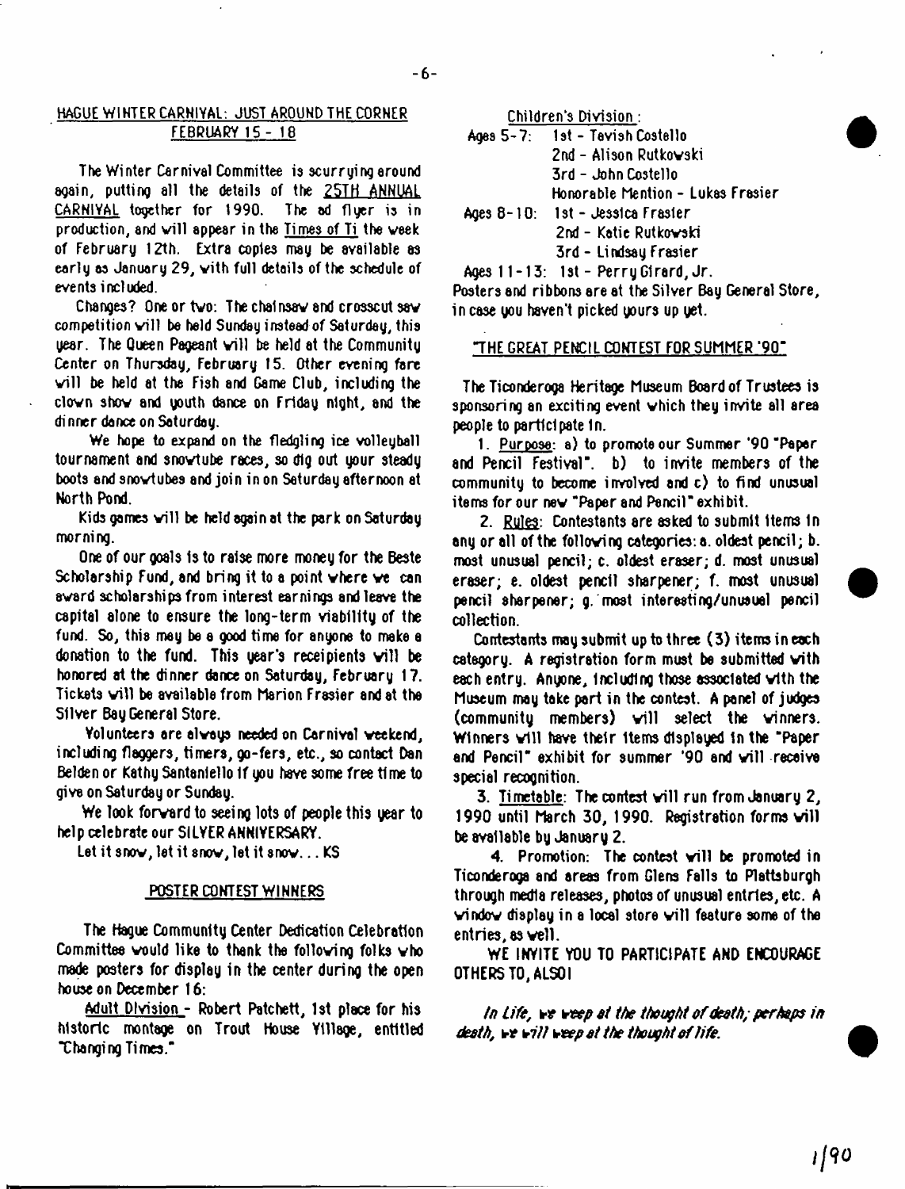## HAGUE WINTER CARNIVAL: JUST AROUND THE CORNER FEBRUARY 15 - 18

The Winter Carnival Committee is scurrying around again, putting all the details of the 25TH ANNUAL CARNIVAL together for 1990. The ad flyer is in production, and will appear in the Times of Ti the week of February 12th. Extra copies may be available as early as January 29, with full details of the schedule of events included.

Changes? One or two: The chainsaw and crosscut saw competition will be held Sunday instead of Saturday, this year. The Queen Pageant will be held at the Community Center on Thursday, February 15. Other evening fare will be held at the Fish and Game Club, including the clown show and youth dance on Friday night, and the dinner dance on Saturday.

We hope to expand on the fledgling ice volleyball tournament and snowtube races, so dig out your steady boots and snowtubes and join in on Saturday afternoon at North Pond.

Kids games will be held again at the park on Saturday morning.

One of our goals is to raise more money for the Beste Scholarship Fund, and bring it to a point where we can award scholarships from interest earnings and leave the capital alone to ensure the long-term viability of the fund. So, this may be a good time for anyone to make a donation to the fund. This year's receipients will be honored at the dinner dance on Saturday, February 17. Tickets will be available from Marion Frasier and at the Silver Bay General Store.

Volunteers are always needed on Carnival weekend, including flaggers, timers, go-fers, etc., so contact Dan Belden or Kathy Santaniello if you have some free time to give on Saturday or Sunday.

We look forward to seeing lots of people this year to help celebrate our SILVER ANNIVERSARY.

Let it snow, let it snow, let it snow... KS

## POSTER CONTEST WINNERS

The Hague Community Center Dedication Celebration Committee would like to thank the following folks who made posters for display in the center during the open house on December 16:

Adult Division - Robert Patchett, 1st place for his historic montage on Trout House Village, entitled "Changing Times."

Children's Division:

Ages 5-7: 1st - Tavish Costello
2nd - Alison Rutkowski
3rd - John Costello
Honorable Mention - Lukas Frasier

Ages 8-10: 1st - Jessica Frasier
2nd - Katie Rutkowski
3rd - Lindsay Frasier

Ages 11-13: 1st - Perry Girard, Jr.

Posters and ribbons are at the Silver Bay General Store, in case you haven't picked yours up yet.

## "THE GREAT PENCIL CONTEST FOR SUMMER '90"

The Ticonderoga Heritage Museum Board of Trustees is sponsoring an exciting event which they invite all area people to participate in.

1. Purpose: a) to promote our Summer '90 "Paper and Pencil Festival". b) to invite members of the community to become involved and c) to find unusual items for our new "Paper and Pencil" exhibit.

2. Rules: Contestants are asked to submit items in any or all of the following categories: a. oldest pencil; b. most unusual pencil; c. oldest eraser; d. most unusual eraser; e. oldest pencil sharpener; f. most unusual pencil sharpener; g. most interesting/unusual pencil collection.

Contestants may submit up to three (3) items in each category. A registration form must be submitted with each entry. Anyone, including those associated with the Museum may take part in the contest. A panel of judges (community members) will select the winners. Winners will have their items displayed in the "Paper and Pencil" exhibit for summer '90 and will receive special recognition.

3. Timetable: The contest will run from January 2, 1990 until March 30, 1990. Registration forms will be available by January 2.

4. Promotion: The contest will be promoted in Ticonderoga and areas from Glens Falls to Plattsburgh through media releases, photos of unusual entries, etc. A window display in a local store will feature some of the entries, as well.

WE INVITE YOU TO PARTICIPATE AND ENCOURAGE OTHERS TO, ALSO!

*In Life, we weep at the thought of death; perhaps in death, we will weep at the thought of life.*

1/90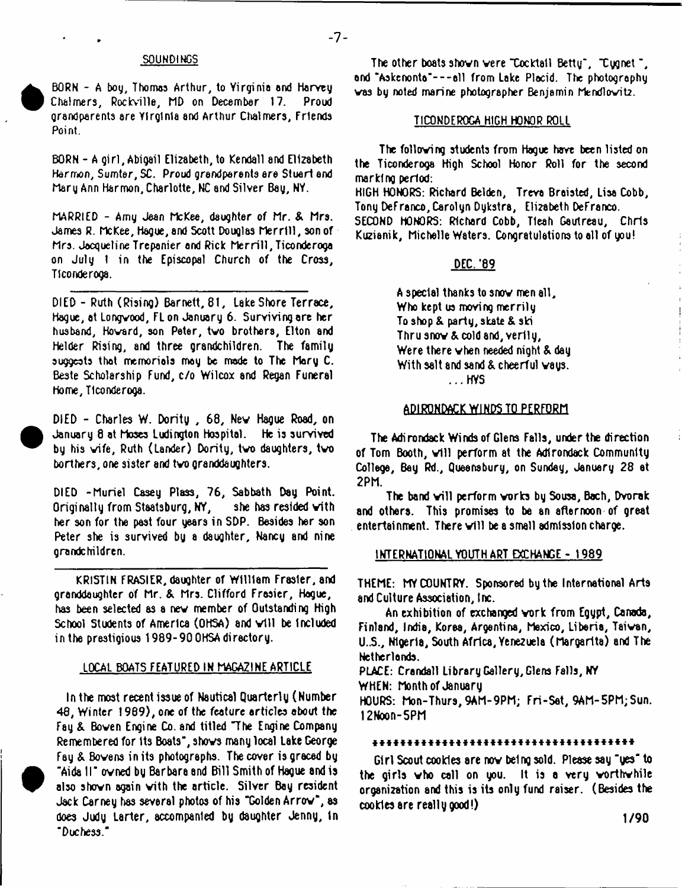## SOUNDINGS

BORN - A boy, Thomas Arthur, to Virginia and Harvey Chalmers, Rockville, MD on December 17. Proud grandparents are Virginia and Arthur Chalmers, Friends Point.

BORN - A girl, Abigail Elizabeth, to Kendall and Elizabeth Harmon, Sumter, SC. Proud grandparents are Stuart and Mary Ann Harmon, Charlotte, NC and Silver Bay, NY.

MARRIED - Amy Jean McKee, daughter of Mr. & Mrs. James R. McKee, Hague, and Scott Douglas Merrill, son of Mrs. Jacqueline Trepanier and Rick Merrill, Ticonderoga on July 1 in the Episcopal Church of the Cross, Ticonderoga.

---

DIED - Ruth (Rising) Barnett, 81, Lake Shore Terrace, Hague, at Longwood, FL on January 6. Surviving are her husband, Howard, son Peter, two brothers, Elton and Helder Rising, and three grandchildren. The family suggests that memorials may be made to The Mary C. Beste Scholarship Fund, c/o Wilcox and Regan Funeral Home, Ticonderoga.

DIED - Charles W. Dority, 68, New Hague Road, on January 8 at Moses Ludington Hospital. He is survived by his wife, Ruth (Lander) Dority, two daughters, two borthers, one sister and two granddaughters.

DIED - Muriel Casey Plass, 76, Sabbath Day Point. Originally from Staatsburg, NY, she has resided with her son for the past four years in SDP. Besides her son Peter she is survived by a daughter, Nancy and nine grandchildren.

---

KRISTIN FRASIER, daughter of William Frasier, and granddaughter of Mr. & Mrs. Clifford Frasier, Hague, has been selected as a new member of Outstanding High School Students of America (OHSA) and will be included in the prestigious 1989-90 OHSA directory.

## LOCAL BOATS FEATURED IN MAGAZINE ARTICLE

In the most recent issue of Nautical Quarterly (Number 48, Winter 1989), one of the feature articles about the Fay & Bowen Engine Co. and titled "The Engine Company Remembered for its Boats", shows many local Lake George Fay & Bowens in its photographs. The cover is graced by "Aida II" owned by Barbara and Bill Smith of Hague and is also shown again with the article. Silver Bay resident Jack Carney has several photos of his "Golden Arrow", as does Judy Larter, accompanied by daughter Jenny, in "Duchess."

The other boats shown were "Cocktail Betty", "Cygnet", and "Askenonta"---all from Lake Placid. The photography was by noted marine photographer Benjamin Mendlowitz.

## TICONDEROGA HIGH HONOR ROLL

The following students from Hague have been listed on the Ticonderoga High School Honor Roll for the second marking period:

HIGH HONORS: Richard Belden, Treva Braisted, Lisa Cobb, Tony DeFranco, Carolyn Dykstra, Elizabeth DeFranco.
SECOND HONORS: Richard Cobb, Tieah Gautreau, Chris Kuzianik, Michelle Waters. Congratulations to all of you!

## DEC. '89

A special thanks to snow men all,
Who kept us moving merrily
To shop & party, skate & ski
Thru snow & cold and, verily,
Were there when needed night & day
With salt and sand & cheerful ways.
...HVS

## ADIRONDACK WINDS TO PERFORM

The Adirondack Winds of Glens Falls, under the direction of Tom Booth, will perform at the Adirondack Community College, Bay Rd., Queensbury, on Sunday, January 28 at 2PM.

The band will perform works by Sousa, Bach, Dvorak and others. This promises to be an afternoon of great entertainment. There will be a small admission charge.

## INTERNATIONAL YOUTH ART EXCHANGE - 1989

THEME: MY COUNTRY. Sponsored by the International Arts and Culture Association, Inc.

An exhibition of exchanged work from Egypt, Canada, Finland, India, Korea, Argentina, Mexico, Liberia, Taiwan, U.S., Nigeria, South Africa, Venezuela (Margarita) and The Netherlands.

PLACE: Crandall Library Gallery, Glens Falls, NY
WHEN: Month of January
HOURS: Mon-Thurs, 9AM-9PM; Fri-Sat, 9AM-5PM; Sun. 12Noon-5PM

*************************************

Girl Scout cookies are now being sold. Please say "yes" to the girls who call on you. It is a very worthwhile organization and this is its only fund raiser. (Besides the cookies are really good!)

1/90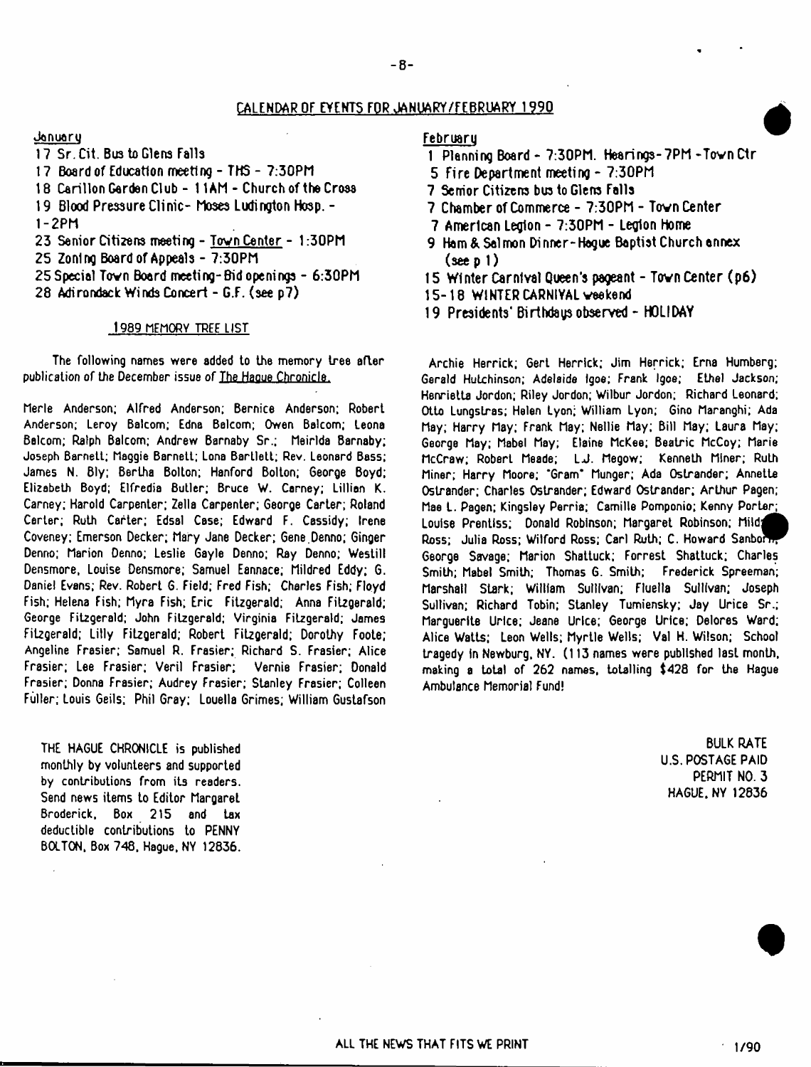## CALENDAR OF EVENTS FOR JANUARY/FEBRUARY 1990

**January**

17 Sr. Cit. Bus to Glens Falls
17 Board of Education meeting - THS - 7:30PM
18 Carillon Garden Club - 11AM - Church of the Cross
19 Blood Pressure Clinic - Moses Ludington Hosp. - 1-2PM
23 Senior Citizens meeting - Town Center - 1:30PM
25 Zoning Board of Appeals - 7:30PM
25 Special Town Board meeting - Bid openings - 6:30PM
28 Adirondack Winds Concert - G.F. (see p7)

**February**

1 Planning Board - 7:30PM. Hearings - 7PM - Town Ctr
5 Fire Department meeting - 7:30PM
7 Senior Citizens bus to Glens Falls
7 Chamber of Commerce - 7:30PM - Town Center
7 American Legion - 7:30PM - Legion Home
9 Ham & Salmon Dinner - Hague Baptist Church annex (see p 1)
15 Winter Carnival Queen's pageant - Town Center (p6)
15-18 WINTER CARNIVAL weekend
19 Presidents' Birthdays observed - HOLIDAY

### 1989 MEMORY TREE LIST

The following names were added to the memory tree after publication of the December issue of *The Hague Chronicle*.

Merle Anderson; Alfred Anderson; Bernice Anderson; Robert Anderson; Leroy Balcom; Edna Balcom; Owen Balcom; Leona Balcom; Ralph Balcom; Andrew Barnaby Sr.; Meirlda Barnaby; Joseph Barnett; Maggie Barnett; Lona Bartlett; Rev. Leonard Bass; James N. Bly; Bertha Bolton; Hanford Bolton; George Boyd; Elizabeth Boyd; Elfredia Butler; Bruce W. Carney; Lillian K. Carney; Harold Carpenter; Zella Carpenter; George Carter; Roland Carter; Ruth Carter; Edsal Case; Edward F. Cassidy; Irene Coveney; Emerson Decker; Mary Jane Decker; Gene Denno; Ginger Denno; Marion Denno; Leslie Gayle Denno; Ray Denno; Westill Densmore, Louise Densmore; Samuel Eannace; Mildred Eddy; G. Daniel Evans; Rev. Robert G. Field; Fred Fish; Charles Fish; Floyd Fish; Helena Fish; Myra Fish; Eric Fitzgerald; Anna Fitzgerald; George Fitzgerald; John Fitzgerald; Virginia Fitzgerald; James Fitzgerald; Lilly Fitzgerald; Robert Fitzgerald; Dorothy Foote; Angeline Frasier; Samuel R. Frasier; Richard S. Frasier; Alice Frasier; Lee Frasier; Veril Frasier; Vernie Frasier; Donald Frasier; Donna Frasier; Audrey Frasier; Stanley Frasier; Colleen Fuller; Louis Geils; Phil Gray; Louella Grimes; William Gustafson Archie Herrick; Gert Herrick; Jim Herrick; Erna Humberg; Gerald Hutchinson; Adelaide Igoe; Frank Igoe; Ethel Jackson; Henrietta Jordon; Riley Jordon; Wilbur Jordon; Richard Leonard; Otto Lungstras; Helen Lyon; William Lyon; Gino Maranghi; Ada May; Harry May; Frank May; Nellie May; Bill May; Laura May; George May; Mabel May; Elaine McKee; Beatric McCoy; Marie McCraw; Robert Meade; L.J. Megow; Kenneth Miner; Ruth Miner; Harry Moore; "Gram" Munger; Ada Ostrander; Annette Ostrander; Charles Ostrander; Edward Ostrander; Arthur Pagen; Mae L. Pagen; Kingsley Perria; Camille Pomponio; Kenny Porter; Louise Prentiss; Donald Robinson; Margaret Robinson; Mild Ross; Julia Ross; Wilford Ross; Carl Ruth; C. Howard Sanborn; George Savage; Marion Shattuck; Forrest Shattuck; Charles Smith; Mabel Smith; Thomas G. Smith; Frederick Spreeman; Marshall Stark; William Sullivan; Fluella Sullivan; Joseph Sullivan; Richard Tobin; Stanley Tumiensky; Jay Urice Sr.; Marguerite Urice; Jeane Urice; George Urice; Delores Ward; Alice Watts; Leon Wells; Myrtle Wells; Val H. Wilson; School tragedy in Newburg, NY. (113 names were published last month, making a total of 262 names, totalling $428 for the Hague Ambulance Memorial Fund!

THE HAGUE CHRONICLE is published monthly by volunteers and supported by contributions from its readers. Send news items to Editor Margaret Broderick, Box 215 and tax deductible contributions to PENNY BOLTON, Box 748, Hague, NY 12836.

BULK RATE
U.S. POSTAGE PAID
PERMIT NO. 3
HAGUE, NY 12836

ALL THE NEWS THAT FITS WE PRINT

1/90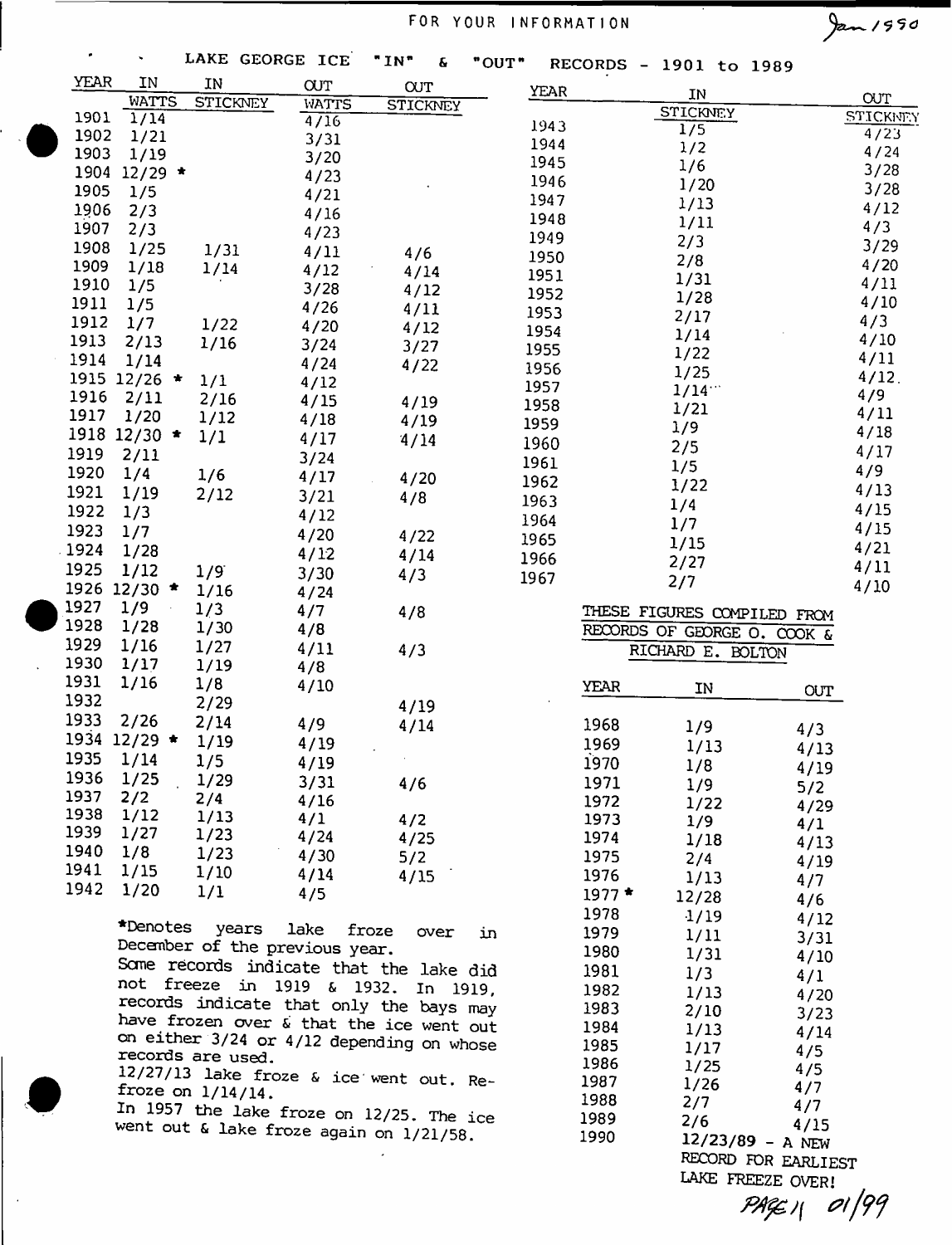FOR YOUR INFORMATION

Jan 1990

# LAKE GEORGE ICE "IN" & "OUT" RECORDS - 1901 to 1989

| YEAR | IN WATTS | IN STICKNEY | OUT WATTS | OUT STICKNEY |
|---|---|---|---|---|
| 1901 | 1/14 | | 4/16 | |
| 1902 | 1/21 | | 3/31 | |
| 1903 | 1/19 | | 3/20 | |
| 1904 | 12/29 * | | 4/23 | |
| 1905 | 1/5 | | 4/21 | |
| 1906 | 2/3 | | 4/16 | |
| 1907 | 2/3 | | 4/23 | |
| 1908 | 1/25 | 1/31 | 4/11 | 4/6 |
| 1909 | 1/18 | 1/14 | 4/12 | 4/14 |
| 1910 | 1/5 | | 3/28 | 4/12 |
| 1911 | 1/5 | | 4/26 | 4/11 |
| 1912 | 1/7 | 1/22 | 4/20 | 4/12 |
| 1913 | 2/13 | 1/16 | 3/24 | 3/27 |
| 1914 | 1/14 | | 4/24 | 4/22 |
| 1915 | 12/26 * | 1/1 | 4/12 | |
| 1916 | 2/11 | 2/16 | 4/15 | 4/19 |
| 1917 | 1/20 | 1/12 | 4/18 | 4/19 |
| 1918 | 12/30 * | 1/1 | 4/17 | 4/14 |
| 1919 | 2/11 | | 3/24 | |
| 1920 | 1/4 | 1/6 | 4/17 | 4/20 |
| 1921 | 1/19 | 2/12 | 3/21 | 4/8 |
| 1922 | 1/3 | | 4/12 | |
| 1923 | 1/7 | | 4/20 | 4/22 |
| 1924 | 1/28 | | 4/12 | 4/14 |
| 1925 | 1/12 | 1/9 | 3/30 | 4/3 |
| 1926 | 12/30 * | 1/16 | 4/24 | |
| 1927 | 1/9 | 1/3 | 4/7 | 4/8 |
| 1928 | 1/28 | 1/30 | 4/8 | |
| 1929 | 1/16 | 1/27 | 4/11 | 4/3 |
| 1930 | 1/17 | 1/19 | 4/8 | |
| 1931 | 1/16 | 1/8 | 4/10 | |
| 1932 | | 2/29 | | 4/19 |
| 1933 | 2/26 | 2/14 | 4/9 | 4/14 |
| 1934 | 12/29 * | 1/19 | 4/19 | |
| 1935 | 1/14 | 1/5 | 4/19 | |
| 1936 | 1/25 | 1/29 | 3/31 | 4/6 |
| 1937 | 2/2 | 2/4 | 4/16 | |
| 1938 | 1/12 | 1/13 | 4/1 | 4/2 |
| 1939 | 1/27 | 1/23 | 4/24 | 4/25 |
| 1940 | 1/8 | 1/23 | 4/30 | 5/2 |
| 1941 | 1/15 | 1/10 | 4/14 | 4/15 |
| 1942 | 1/20 | 1/1 | 4/5 | |

*Denotes years lake froze over in December of the previous year.
Some records indicate that the lake did not freeze in 1919 & 1932. In 1919, records indicate that only the bays may have frozen over & that the ice went out on either 3/24 or 4/12 depending on whose records are used.
12/27/13 lake froze & ice went out. Re-froze on 1/14/14.
In 1957 the lake froze on 12/25. The ice went out & lake froze again on 1/21/58.

| YEAR | IN STICKNEY | OUT STICKNEY |
|---|---|---|
| 1943 | 1/5 | 4/23 |
| 1944 | 1/2 | 4/24 |
| 1945 | 1/6 | 3/28 |
| 1946 | 1/20 | 3/28 |
| 1947 | 1/13 | 4/12 |
| 1948 | 1/11 | 4/3 |
| 1949 | 2/3 | 3/29 |
| 1950 | 2/8 | 4/20 |
| 1951 | 1/31 | 4/11 |
| 1952 | 1/28 | 4/10 |
| 1953 | 2/17 | 4/3 |
| 1954 | 1/14 | 4/10 |
| 1955 | 1/22 | 4/11 |
| 1956 | 1/25 | 4/12 |
| 1957 | 1/14 | 4/9 |
| 1958 | 1/21 | 4/11 |
| 1959 | 1/9 | 4/18 |
| 1960 | 2/5 | 4/17 |
| 1961 | 1/5 | 4/9 |
| 1962 | 1/22 | 4/13 |
| 1963 | 1/4 | 4/15 |
| 1964 | 1/7 | 4/15 |
| 1965 | 1/15 | 4/21 |
| 1966 | 2/27 | 4/11 |
| 1967 | 2/7 | 4/10 |

THESE FIGURES COMPILED FROM RECORDS OF GEORGE O. COOK & RICHARD E. BOLTON

| YEAR | IN | OUT |
|---|---|---|
| 1968 | 1/9 | 4/3 |
| 1969 | 1/13 | 4/13 |
| 1970 | 1/8 | 4/19 |
| 1971 | 1/9 | 5/2 |
| 1972 | 1/22 | 4/29 |
| 1973 | 1/9 | 4/1 |
| 1974 | 1/18 | 4/13 |
| 1975 | 2/4 | 4/19 |
| 1976 | 1/13 | 4/7 |
| 1977 * | 12/28 | 4/6 |
| 1978 | 1/19 | 4/12 |
| 1979 | 1/11 | 3/31 |
| 1980 | 1/31 | 4/10 |
| 1981 | 1/3 | 4/1 |
| 1982 | 1/13 | 4/20 |
| 1983 | 2/10 | 3/23 |
| 1984 | 1/13 | 4/14 |
| 1985 | 1/17 | 4/5 |
| 1986 | 1/25 | 4/5 |
| 1987 | 1/26 | 4/7 |
| 1988 | 2/7 | 4/7 |
| 1989 | 2/6 | 4/15 |
| 1990 | 12/23/89 - A NEW RECORD FOR EARLIEST LAKE FREEZE OVER! | |

PAGE 11 01/99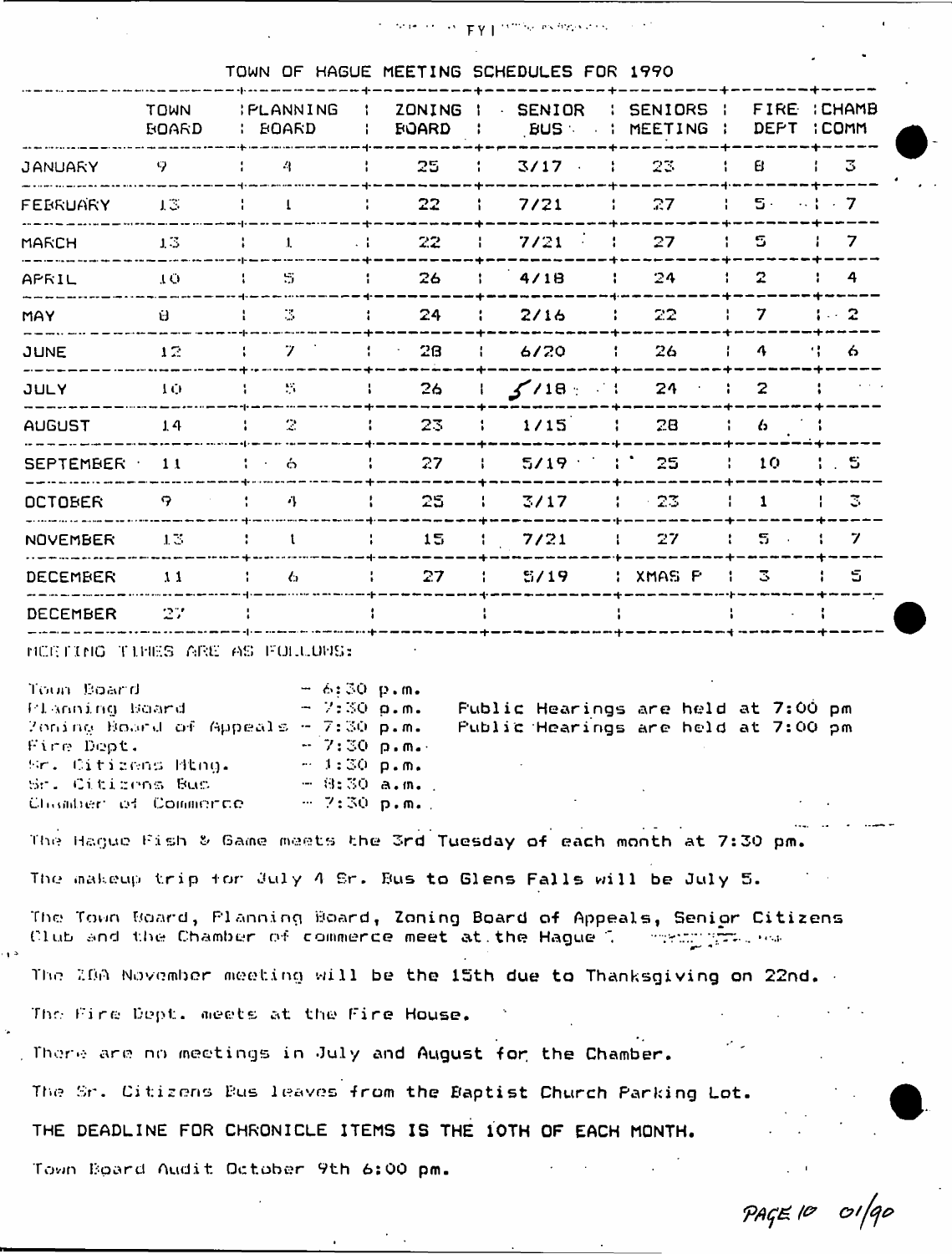FYI

## TOWN OF HAGUE MEETING SCHEDULES FOR 1990

| | TOWN BOARD | PLANNING BOARD | ZONING BOARD | SENIOR BUS | SENIORS MEETING | FIRE DEPT | CHAMB COMM |
|---|---|---|---|---|---|---|---|
| JANUARY | 9 | 4 | 25 | 3/17 | 23 | 8 | 3 |
| FEBRUARY | 13 | 1 | 22 | 7/21 | 27 | 5 | 7 |
| MARCH | 13 | 1 | 22 | 7/21 | 27 | 5 | 7 |
| APRIL | 10 | 5 | 26 | 4/18 | 24 | 2 | 4 |
| MAY | 8 | 3 | 24 | 2/16 | 22 | 7 | 2 |
| JUNE | 12 | 7 | 28 | 6/20 | 26 | 4 | 6 |
| JULY | 10 | 5 | 26 | 5/18 | 24 | 2 | |
| AUGUST | 14 | 2 | 23 | 1/15 | 28 | 6 | |
| SEPTEMBER | 11 | 6 | 27 | 5/19 | 25 | 10 | 5 |
| OCTOBER | 9 | 4 | 25 | 3/17 | 23 | 1 | 3 |
| NOVEMBER | 13 | 1 | 15 | 7/21 | 27 | 5 | 7 |
| DECEMBER | 11 | 6 | 27 | 5/19 | XMAS P | 3 | 5 |
| DECEMBER | 27 | | | | | | |

MEETING TIMES ARE AS FOLLOWS:

Town Board - 6:30 p.m.
Planning Board - 7:30 p.m. Public Hearings are held at 7:00 pm
Zoning Board of Appeals - 7:30 p.m. Public Hearings are held at 7:00 pm
Fire Dept. - 7:30 p.m.
Sr. Citizens Mtng. - 1:30 p.m.
Sr. Citizens Bus - 8:30 a.m.
Chamber of Commerce - 7:30 p.m.

The Hague Fish & Game meets the 3rd Tuesday of each month at 7:30 pm.

The makeup trip for July 4 Sr. Bus to Glens Falls will be July 5.

The Town Board, Planning Board, Zoning Board of Appeals, Senior Citizens Club and the Chamber of commerce meet at the Hague

The ZBA November meeting will be the 15th due to Thanksgiving on 22nd.

The Fire Dept. meets at the Fire House.

There are no meetings in July and August for the Chamber.

The Sr. Citizens Bus leaves from the Baptist Church Parking Lot.

**THE DEADLINE FOR CHRONICLE ITEMS IS THE 10TH OF EACH MONTH.**

Town Board Audit October 9th 6:00 pm.

PAGE 10 01/90